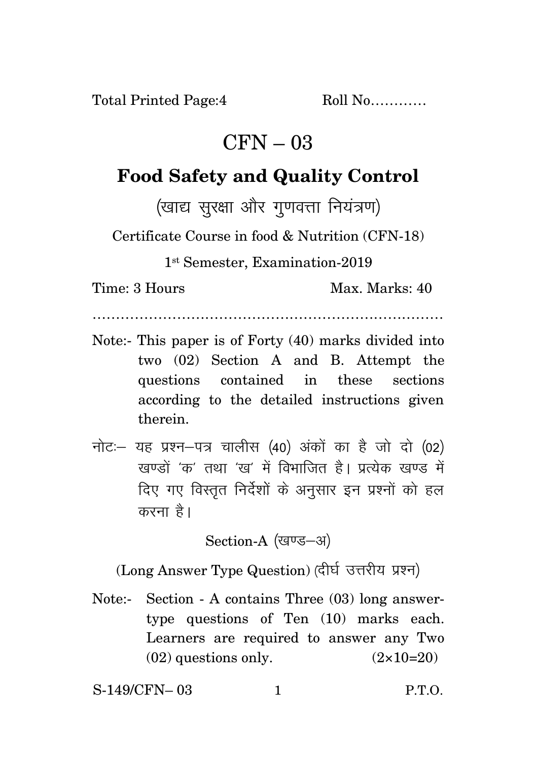Total Printed Page:4 Roll No…………

# CFN – 03

## Food Safety and Quality Control

(खाद्य सुरक्षा और गुणवत्ता नियंत्रण)

Certificate Course in food & Nutrition (CFN-18)

1st Semester, Examination-2019

Time: 3 Hours Max. Marks: 40

…………………………………………………………………

Note:- This paper is of Forty (40) marks divided into two (02) Section A and B. Attempt the questions contained in these sections according to the detailed instructions given therein.

नोटः– यह प्रश्न–पत्र चालीस (40) अंकों का है जो दो (02) खण्डों 'क' तथा 'ख' में विभाजित है। प्रत्येक खण्ड में दिए गए विस्तृत निर्देशों के अनुसार इन प्रश्नों को हल करना है।

### Section-A (खण्ड–अ)

(Long Answer Type Question) (दीर्घ उत्तरीय प्रश्न)

Note:- Section - A contains Three (03) long answer-type questions of Ten (10) marks each. Learners are required to answer any Two (02) questions only. (2×10=20)

S-149/CFN– 03 P.T.O.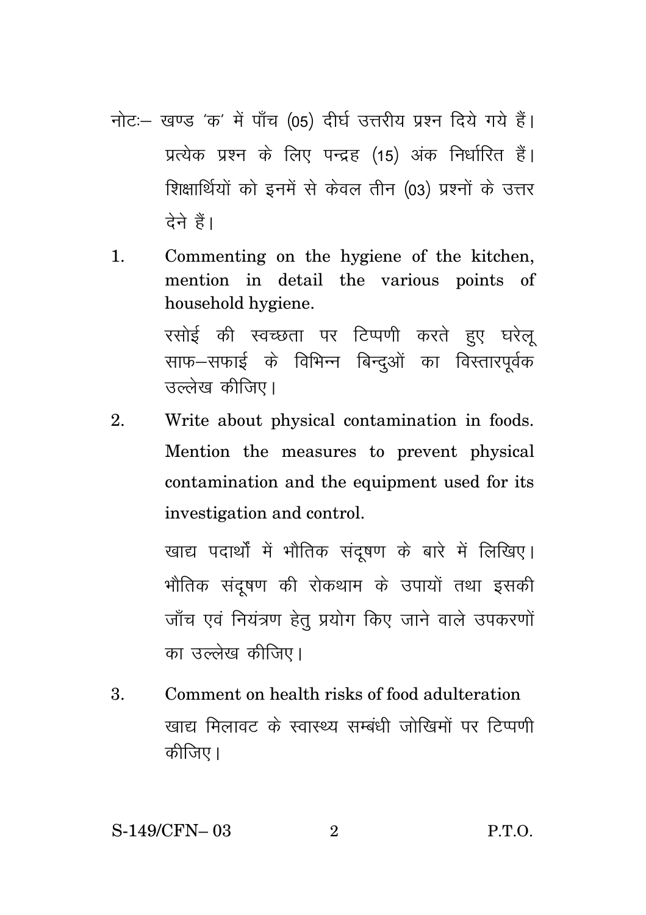नोटः– खण्ड 'क' में पाँच (05) दीर्घ उत्तरीय प्रश्न दिये गये हैं। प्रत्येक प्रश्न के लिए पन्द्रह (15) अंक निर्धारित हैं। शिक्षार्थियों को इनमें से केवल तीन (03) प्रश्नों के उत्तर देने हैं।

1. Commenting on the hygiene of the kitchen, mention in detail the various points of household hygiene.

   रसोई की स्वच्छता पर टिप्पणी करते हुए घरेलू साफ–सफाई के विभिन्न बिन्दुओं का विस्तारपूर्वक उल्लेख कीजिए।

2. Write about physical contamination in foods. Mention the measures to prevent physical contamination and the equipment used for its investigation and control.

   खाद्य पदार्थों में भौतिक संदूषण के बारे में लिखिए। भौतिक संदूषण की रोकथाम के उपायों तथा इसकी जाँच एवं नियंत्रण हेतु प्रयोग किए जाने वाले उपकरणों का उल्लेख कीजिए।

3. Comment on health risks of food adulteration

   खाद्य मिलावट के स्वास्थ्य सम्बंधी जोखिमों पर टिप्पणी कीजिए।

S-149/CFN– 03 P.T.O.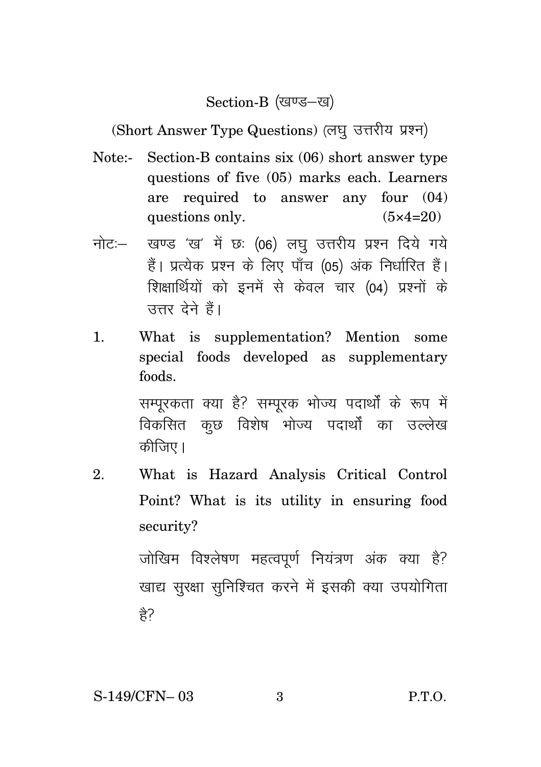## Section-B (खण्ड–ख)

(Short Answer Type Questions) (लघु उत्तरीय प्रश्न)

Note:- Section-B contains six (06) short answer type questions of five (05) marks each. Learners are required to answer any four (04) questions only. (5×4=20)

नोटः– खण्ड 'ख' में छः (06) लघु उत्तरीय प्रश्न दिये गये हैं। प्रत्येक प्रश्न के लिए पाँच (05) अंक निर्धारित हैं। शिक्षार्थियों को इनमें से केवल चार (04) प्रश्नों के उत्तर देने हैं।

1. What is supplementation? Mention some special foods developed as supplementary foods.

   सम्पूरकता क्या है? सम्पूरक भोज्य पदार्थों के रूप में विकसित कुछ विशेष भोज्य पदार्थों का उल्लेख कीजिए।

2. What is Hazard Analysis Critical Control Point? What is its utility in ensuring food security?

   जोखिम विश्लेषण महत्वपूर्ण नियंत्रण अंक क्या है? खाद्य सुरक्षा सुनिश्चित करने में इसकी क्या उपयोगिता है?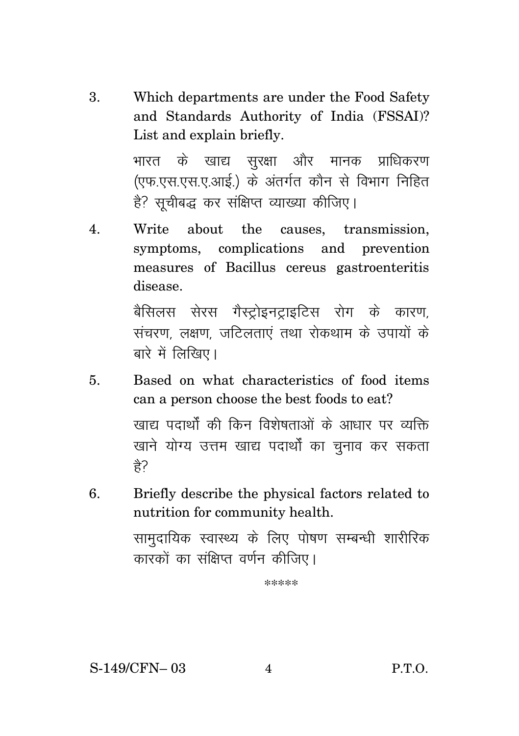3. Which departments are under the Food Safety and Standards Authority of India (FSSAI)? List and explain briefly.

   भारत के खाद्य सुरक्षा और मानक प्राधिकरण (एफ.एस.एस.ए.आई.) के अंतर्गत कौन से विभाग निहित है? सूचीबद्ध कर संक्षिप्त व्याख्या कीजिए।

4. Write about the causes, transmission, symptoms, complications and prevention measures of Bacillus cereus gastroenteritis disease.

   बैसिलस सेरस गैस्ट्रोइनट्राइटिस रोग के कारण, संचरण, लक्षण, जटिलताएं तथा रोकथाम के उपायों के बारे में लिखिए।

5. Based on what characteristics of food items can a person choose the best foods to eat?

   खाद्य पदार्थों की किन विशेषताओं के आधार पर व्यक्ति खाने योग्य उत्तम खाद्य पदार्थों का चुनाव कर सकता है?

6. Briefly describe the physical factors related to nutrition for community health.

   सामुदायिक स्वास्थ्य के लिए पोषण सम्बन्धी शारीरिक कारकों का संक्षिप्त वर्णन कीजिए।

*****

S-149/CFN– 03 P.T.O.